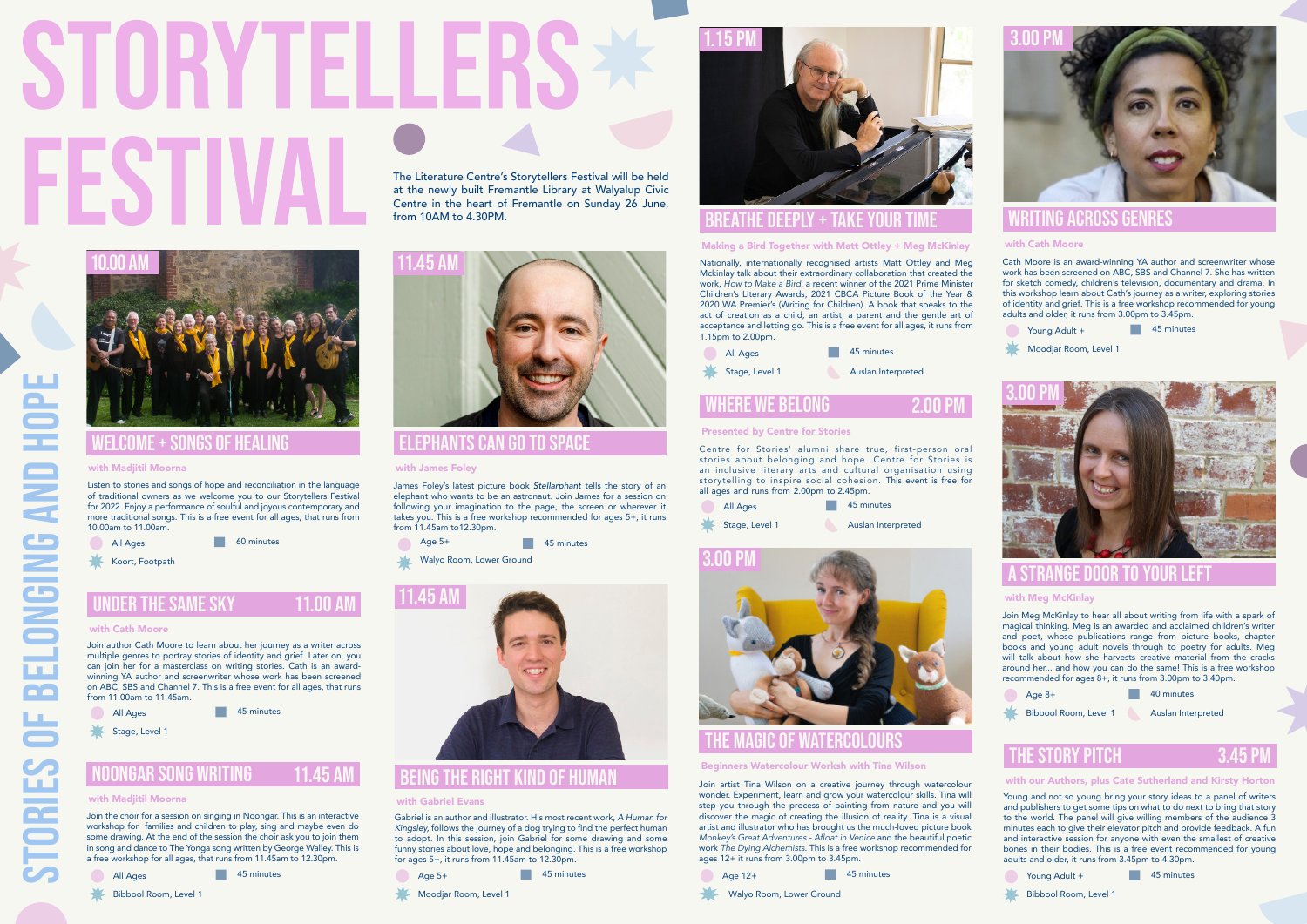# STORYTELLERS FESTIVAL

The Literature Centre's Storytellers Festival will be held at the newly built Fremantle Library at Walyalup Civic Centre in the heart of Fremantle on Sunday 26 June, from 10AM to 4.30PM.

STORIES OF BELONGING AND HOPE

## 10.00 AM — WELCOME + SONGS OF HEALING

**with Madjitil Moorna**

Listen to stories and songs of hope and reconciliation in the language of traditional owners as we welcome you to our Storytellers Festival for 2022. Enjoy a performance of soulful and joyous contemporary and more traditional songs. This is a free event for all ages, that runs from 10.00am to 11.00am.

- All Ages
- 60 minutes
- Koort, Footpath

## UNDER THE SAME SKY — 11.00 AM

**with Cath Moore**

Join author Cath Moore to learn about her journey as a writer across multiple genres to portray stories of identity and grief. Later on, you can join her for a masterclass on writing stories. Cath is an award-winning YA author and screenwriter whose work has been screened on ABC, SBS and Channel 7. This is a free event for all ages, that runs from 11.00am to 11.45am.

- All Ages
- 45 minutes
- Stage, Level 1

## NOONGAR SONG WRITING — 11.45 AM

**with Madjitil Moorna**

Join the choir for a session on singing in Noongar. This is an interactive workshop for families and children to play, sing and maybe even do some drawing. At the end of the session the choir ask you to join them in song and dance to The Yonga song written by George Walley. This is a free workshop for all ages, that runs from 11.45am to 12.30pm.

- All Ages
- 45 minutes
- Bibbool Room, Level 1

## 11.45 AM — ELEPHANTS CAN GO TO SPACE

**with James Foley**

James Foley's latest picture book *Stellarphant* tells the story of an elephant who wants to be an astronaut. Join James for a session on following your imagination to the page, the screen or wherever it takes you. This is a free workshop recommended for ages 5+, it runs from 11.45am to12.30pm.

- Age 5+
- 45 minutes
- Walyo Room, Lower Ground

## 11.45 AM — BEING THE RIGHT KIND OF HUMAN

**with Gabriel Evans**

Gabriel is an author and illustrator. His most recent work, *A Human for Kingsley*, follows the journey of a dog trying to find the perfect human to adopt. In this session, join Gabriel for some drawing and some funny stories about love, hope and belonging. This is a free workshop for ages 5+, it runs from 11.45am to 12.30pm.

- Age 5+
- 45 minutes
- Moodjar Room, Level 1

## 1.15 PM — BREATHE DEEPLY + TAKE YOUR TIME

**Making a Bird Together with Matt Ottley + Meg McKinlay**

Nationally, internationally recognised artists Matt Ottley and Meg Mckinlay talk about their extraordinary collaboration that created the work, *How to Make a Bird*, a recent winner of the 2021 Prime Minister Children's Literary Awards, 2021 CBCA Picture Book of the Year & 2020 WA Premier's (Writing for Children). A book that speaks to the act of creation as a child, an artist, a parent and the gentle art of acceptance and letting go. This is a free event for all ages, it runs from 1.15pm to 2.00pm.

- All Ages
- 45 minutes
- Stage, Level 1
- Auslan Interpreted

## WHERE WE BELONG — 2.00 PM

**Presented by Centre for Stories**

Centre for Stories' alumni share true, first-person oral stories about belonging and hope. Centre for Stories is an inclusive literary arts and cultural organisation using storytelling to inspire social cohesion. This event is free for all ages and runs from 2.00pm to 2.45pm.

- All Ages
- 45 minutes
- Stage, Level 1
- Auslan Interpreted

## 3.00 PM — THE MAGIC OF WATERCOLOURS

**Beginners Watercolour Worksh with Tina Wilson**

Join artist Tina Wilson on a creative journey through watercolour wonder. Experiment, learn and grow your watercolour skills. Tina will step you through the process of painting from nature and you will discover the magic of creating the illusion of reality. Tina is a visual artist and illustrator who has brought us the much-loved picture book *Monkey's Great Adventures - Afloat in Venice* and the beautiful poetic work *The Dying Alchemists*. This is a free workshop recommended for ages 12+ it runs from 3.00pm to 3.45pm.

- Age 12+
- 45 minutes
- Walyo Room, Lower Ground

## 3.00 PM — WRITING ACROSS GENRES

**with Cath Moore**

Cath Moore is an award-winning YA author and screenwriter whose work has been screened on ABC, SBS and Channel 7. She has written for sketch comedy, children's television, documentary and drama. In this workshop learn about Cath's journey as a writer, exploring stories of identity and grief. This is a free workshop recommended for young adults and older, it runs from 3.00pm to 3.45pm.

- Young Adult +
- 45 minutes
- Moodjar Room, Level 1

## 3.00 PM — A STRANGE DOOR TO YOUR LEFT

**with Meg McKinlay**

Join Meg McKinlay to hear all about writing from life with a spark of magical thinking. Meg is an awarded and acclaimed children's writer and poet, whose publications range from picture books, chapter books and young adult novels through to poetry for adults. Meg will talk about how she harvests creative material from the cracks around her... and how you can do the same! This is a free workshop recommended for ages 8+, it runs from 3.00pm to 3.40pm.

- Age 8+
- 40 minutes
- Bibbool Room, Level 1
- Auslan Interpreted

## THE STORY PITCH — 3.45 PM

**with our Authors, plus Cate Sutherland and Kirsty Horton**

Young and not so young bring your story ideas to a panel of writers and publishers to get some tips on what to do next to bring that story to the world. The panel will give willing members of the audience 3 minutes each to give their elevator pitch and provide feedback. A fun and interactive session for anyone with even the smallest of creative bones in their bodies. This is a free event recommended for young adults and older, it runs from 3.45pm to 4.30pm.

- Young Adult +
- 45 minutes
- Bibbool Room, Level 1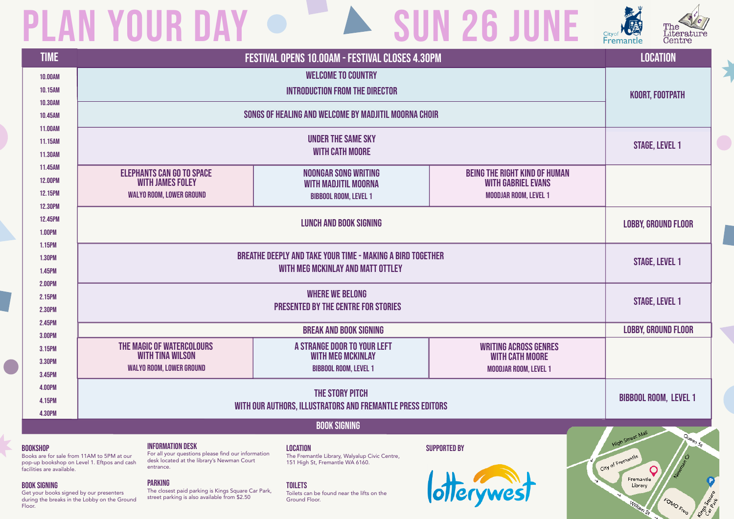# PLAN YOUR DAY SUN 26 JUNE

City of Fremantle | The Literature Centre

| TIME | FESTIVAL OPENS 10.00AM - FESTIVAL CLOSES 4.30PM | | | LOCATION |
|---|---|---|---|---|
| 10.00AM – 10.15AM | WELCOME TO COUNTRY<br>INTRODUCTION FROM THE DIRECTOR | | | KOORT, FOOTPATH |
| 10.30AM – 10.45AM | SONGS OF HEALING AND WELCOME BY MADJITIL MOORNA CHOIR | | | KOORT, FOOTPATH |
| 11.00AM – 11.30AM | UNDER THE SAME SKY WITH CATH MOORE | | | STAGE, LEVEL 1 |
| 11.45AM – 12.15PM | ELEPHANTS CAN GO TO SPACE WITH JAMES FOLEY<br>WALYO ROOM, LOWER GROUND | NOONGAR SONG WRITING WITH MADJITIL MOORNA<br>BIBBOOL ROOM, LEVEL 1 | BEING THE RIGHT KIND OF HUMAN WITH GABRIEL EVANS<br>MOODJAR ROOM, LEVEL 1 | |
| 12.30PM – 1.00PM | LUNCH AND BOOK SIGNING | | | LOBBY, GROUND FLOOR |
| 1.15PM – 1.45PM | BREATHE DEEPLY AND TAKE YOUR TIME - MAKING A BIRD TOGETHER WITH MEG MCKINLAY AND MATT OTTLEY | | | STAGE, LEVEL 1 |
| 2.00PM – 2.30PM | WHERE WE BELONG PRESENTED BY THE CENTRE FOR STORIES | | | STAGE, LEVEL 1 |
| 2.45PM | BREAK AND BOOK SIGNING | | | LOBBY, GROUND FLOOR |
| 3.00PM – 3.45PM | THE MAGIC OF WATERCOLOURS WITH TINA WILSON<br>WALYO ROOM, LOWER GROUND | A STRANGE DOOR TO YOUR LEFT WITH MEG MCKINLAY<br>BIBBOOL ROOM, LEVEL 1 | WRITING ACROSS GENRES WITH CATH MOORE<br>MOODJAR ROOM, LEVEL 1 | |
| 4.00PM – 4.30PM | THE STORY PITCH WITH OUR AUTHORS, ILLUSTRATORS AND FREMANTLE PRESS EDITORS | | | BIBBOOL ROOM, LEVEL 1 |
| | BOOK SIGNING | | | |

### BOOKSHOP
Books are for sale from 11AM to 5PM at our pop-up bookshop on Level 1. Eftpos and cash facilities are available.

### BOOK SIGNING
Get your books signed by our presenters during the breaks in the Lobby on the Ground Floor.

### INFORMATION DESK
For all your questions please find our information desk located at the library's Newman Court entrance.

### PARKING
The closest paid parking is Kings Square Car Park, street parking is also available from $2.50

### LOCATION
The Fremantle Library, Walyalup Civic Centre, 151 High St, Fremantle WA 6160.

### TOILETS
Toilets can be found near the lifts on the Ground Floor.

### SUPPORTED BY
lotterywest

High Street Mall
Queen St
City of Fremantle
Newman Ct
Fremantle Library
William St
FOMO Freo
Kings Square Car Park